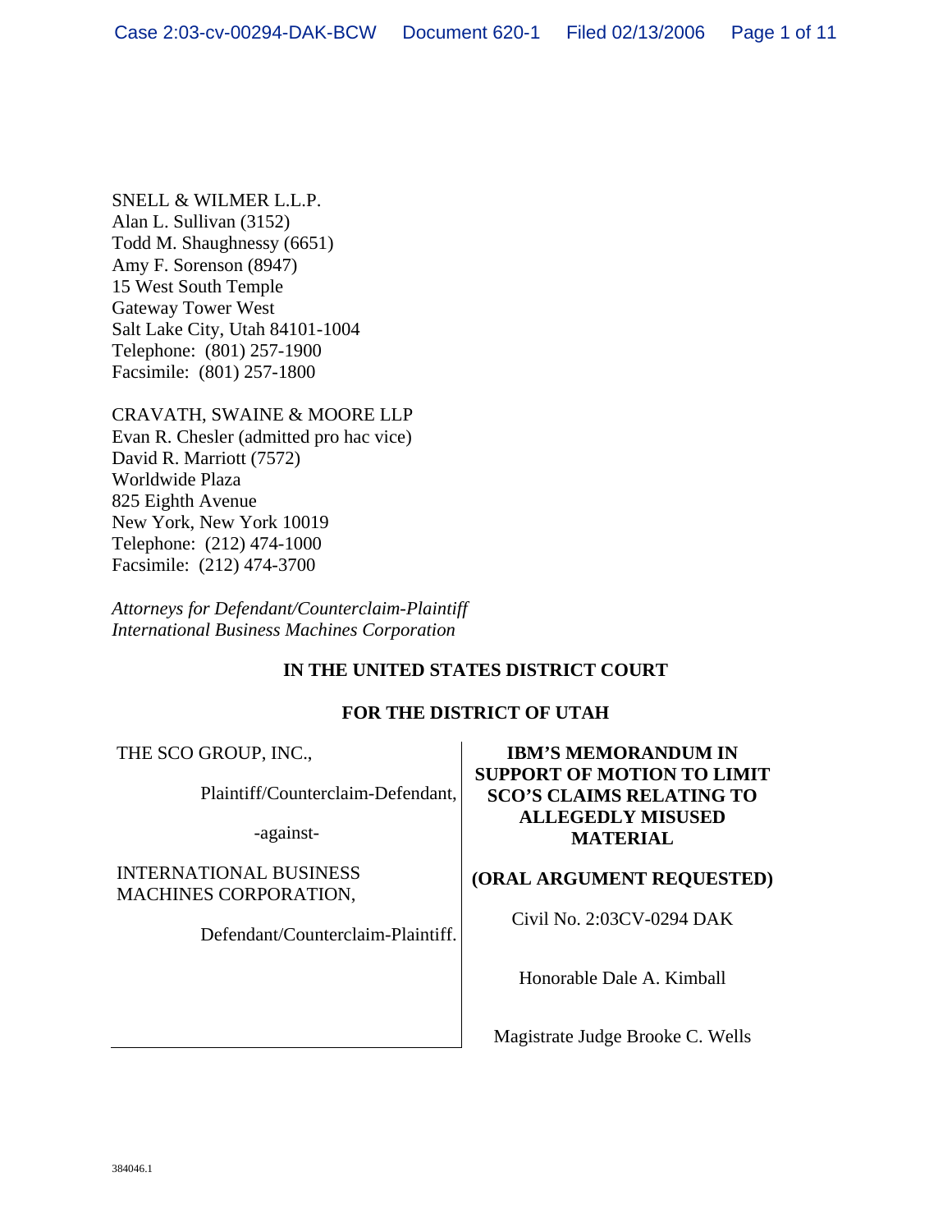SNELL & WILMER L.L.P.
Alan L. Sullivan (3152)
Todd M. Shaughnessy (6651)
Amy F. Sorenson (8947)
15 West South Temple
Gateway Tower West
Salt Lake City, Utah 84101-1004
Telephone: (801) 257-1900
Facsimile: (801) 257-1800

CRAVATH, SWAINE & MOORE LLP
Evan R. Chesler (admitted pro hac vice)
David R. Marriott (7572)
Worldwide Plaza
825 Eighth Avenue
New York, New York 10019
Telephone: (212) 474-1000
Facsimile: (212) 474-3700

*Attorneys for Defendant/Counterclaim-Plaintiff*
*International Business Machines Corporation*

**IN THE UNITED STATES DISTRICT COURT**

**FOR THE DISTRICT OF UTAH**

THE SCO GROUP, INC.,

Plaintiff/Counterclaim-Defendant,

-against-

INTERNATIONAL BUSINESS MACHINES CORPORATION,

Defendant/Counterclaim-Plaintiff.

**IBM'S MEMORANDUM IN SUPPORT OF MOTION TO LIMIT SCO'S CLAIMS RELATING TO ALLEGEDLY MISUSED MATERIAL**

**(ORAL ARGUMENT REQUESTED)**

Civil No. 2:03CV-0294 DAK

Honorable Dale A. Kimball

Magistrate Judge Brooke C. Wells

384046.1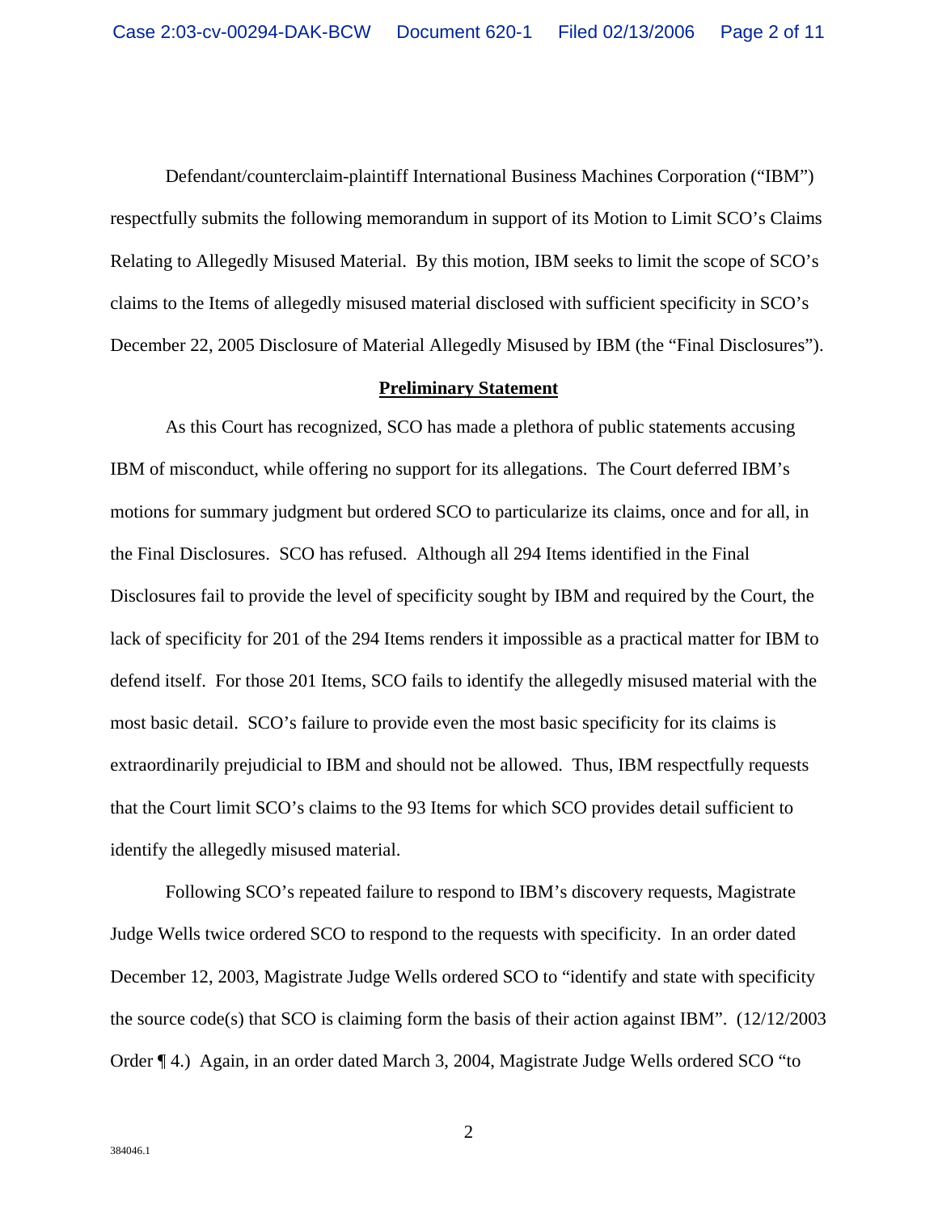Defendant/counterclaim-plaintiff International Business Machines Corporation ("IBM") respectfully submits the following memorandum in support of its Motion to Limit SCO's Claims Relating to Allegedly Misused Material. By this motion, IBM seeks to limit the scope of SCO's claims to the Items of allegedly misused material disclosed with sufficient specificity in SCO's December 22, 2005 Disclosure of Material Allegedly Misused by IBM (the "Final Disclosures").

## Preliminary Statement

As this Court has recognized, SCO has made a plethora of public statements accusing IBM of misconduct, while offering no support for its allegations. The Court deferred IBM's motions for summary judgment but ordered SCO to particularize its claims, once and for all, in the Final Disclosures. SCO has refused. Although all 294 Items identified in the Final Disclosures fail to provide the level of specificity sought by IBM and required by the Court, the lack of specificity for 201 of the 294 Items renders it impossible as a practical matter for IBM to defend itself. For those 201 Items, SCO fails to identify the allegedly misused material with the most basic detail. SCO's failure to provide even the most basic specificity for its claims is extraordinarily prejudicial to IBM and should not be allowed. Thus, IBM respectfully requests that the Court limit SCO's claims to the 93 Items for which SCO provides detail sufficient to identify the allegedly misused material.

Following SCO's repeated failure to respond to IBM's discovery requests, Magistrate Judge Wells twice ordered SCO to respond to the requests with specificity. In an order dated December 12, 2003, Magistrate Judge Wells ordered SCO to "identify and state with specificity the source code(s) that SCO is claiming form the basis of their action against IBM". (12/12/2003 Order ¶ 4.) Again, in an order dated March 3, 2004, Magistrate Judge Wells ordered SCO "to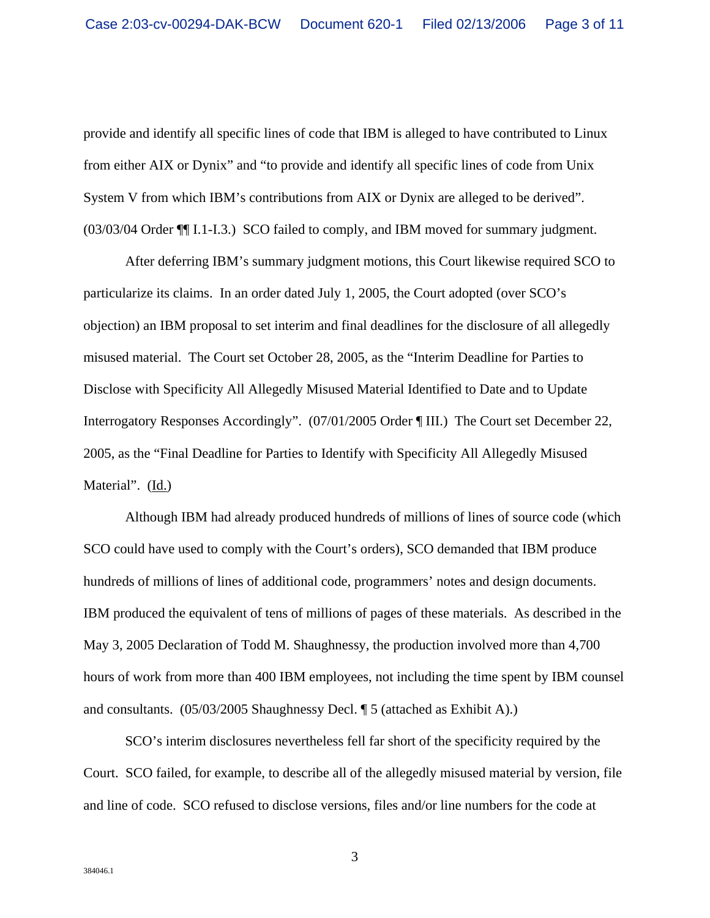provide and identify all specific lines of code that IBM is alleged to have contributed to Linux from either AIX or Dynix" and "to provide and identify all specific lines of code from Unix System V from which IBM's contributions from AIX or Dynix are alleged to be derived". (03/03/04 Order ¶¶ I.1-I.3.) SCO failed to comply, and IBM moved for summary judgment.

After deferring IBM's summary judgment motions, this Court likewise required SCO to particularize its claims. In an order dated July 1, 2005, the Court adopted (over SCO's objection) an IBM proposal to set interim and final deadlines for the disclosure of all allegedly misused material. The Court set October 28, 2005, as the "Interim Deadline for Parties to Disclose with Specificity All Allegedly Misused Material Identified to Date and to Update Interrogatory Responses Accordingly". (07/01/2005 Order ¶ III.) The Court set December 22, 2005, as the "Final Deadline for Parties to Identify with Specificity All Allegedly Misused Material". (Id.)

Although IBM had already produced hundreds of millions of lines of source code (which SCO could have used to comply with the Court's orders), SCO demanded that IBM produce hundreds of millions of lines of additional code, programmers' notes and design documents. IBM produced the equivalent of tens of millions of pages of these materials. As described in the May 3, 2005 Declaration of Todd M. Shaughnessy, the production involved more than 4,700 hours of work from more than 400 IBM employees, not including the time spent by IBM counsel and consultants. (05/03/2005 Shaughnessy Decl. ¶ 5 (attached as Exhibit A).)

SCO's interim disclosures nevertheless fell far short of the specificity required by the Court. SCO failed, for example, to describe all of the allegedly misused material by version, file and line of code. SCO refused to disclose versions, files and/or line numbers for the code at

384046.1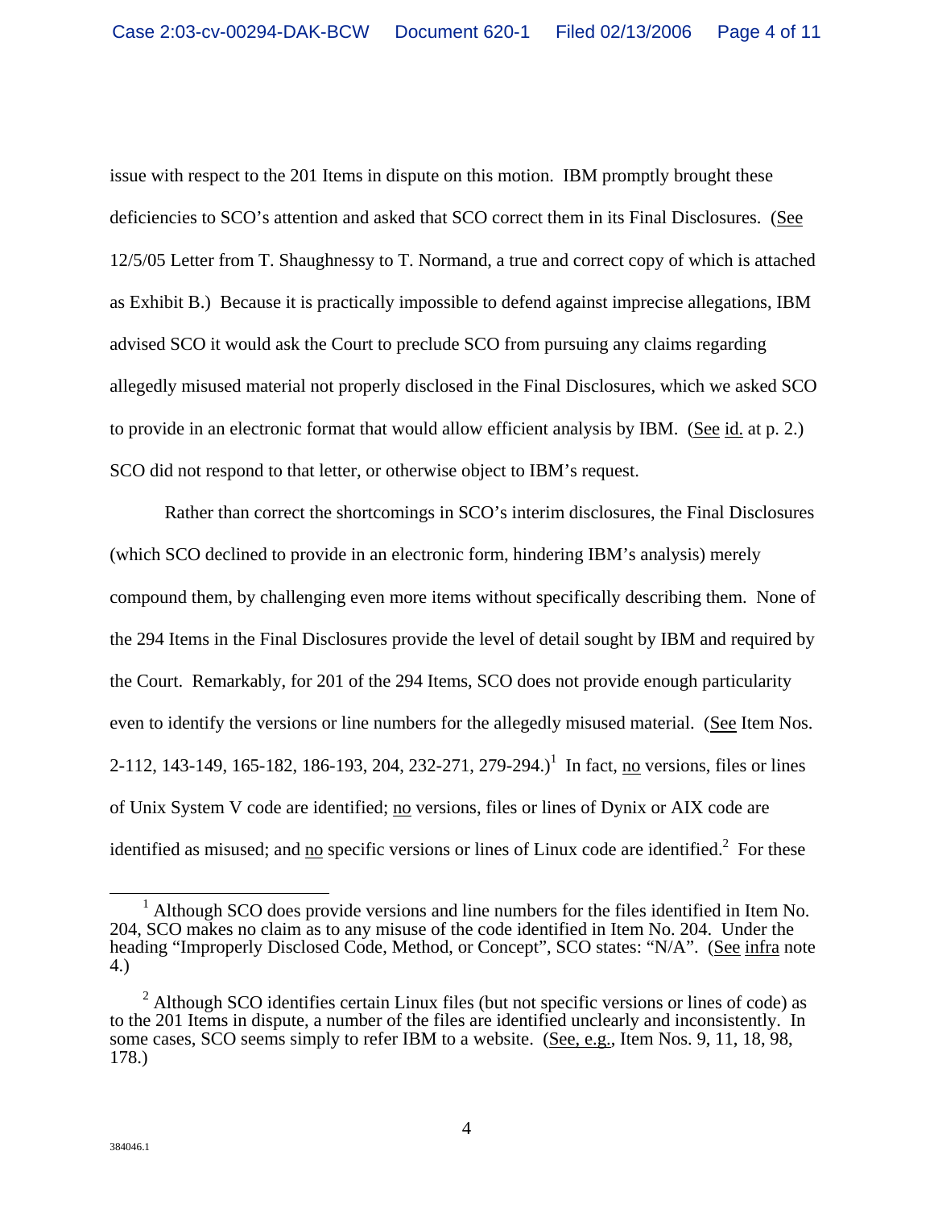issue with respect to the 201 Items in dispute on this motion. IBM promptly brought these deficiencies to SCO's attention and asked that SCO correct them in its Final Disclosures. (See 12/5/05 Letter from T. Shaughnessy to T. Normand, a true and correct copy of which is attached as Exhibit B.) Because it is practically impossible to defend against imprecise allegations, IBM advised SCO it would ask the Court to preclude SCO from pursuing any claims regarding allegedly misused material not properly disclosed in the Final Disclosures, which we asked SCO to provide in an electronic format that would allow efficient analysis by IBM. (See id. at p. 2.) SCO did not respond to that letter, or otherwise object to IBM's request.

Rather than correct the shortcomings in SCO's interim disclosures, the Final Disclosures (which SCO declined to provide in an electronic form, hindering IBM's analysis) merely compound them, by challenging even more items without specifically describing them. None of the 294 Items in the Final Disclosures provide the level of detail sought by IBM and required by the Court. Remarkably, for 201 of the 294 Items, SCO does not provide enough particularity even to identify the versions or line numbers for the allegedly misused material. (See Item Nos. 2-112, 143-149, 165-182, 186-193, 204, 232-271, 279-294.)[1] In fact, no versions, files or lines of Unix System V code are identified; no versions, files or lines of Dynix or AIX code are identified as misused; and no specific versions or lines of Linux code are identified.[2] For these

[1] Although SCO does provide versions and line numbers for the files identified in Item No. 204, SCO makes no claim as to any misuse of the code identified in Item No. 204. Under the heading "Improperly Disclosed Code, Method, or Concept", SCO states: "N/A". (See infra note 4.)

[2] Although SCO identifies certain Linux files (but not specific versions or lines of code) as to the 201 Items in dispute, a number of the files are identified unclearly and inconsistently. In some cases, SCO seems simply to refer IBM to a website. (See, e.g., Item Nos. 9, 11, 18, 98, 178.)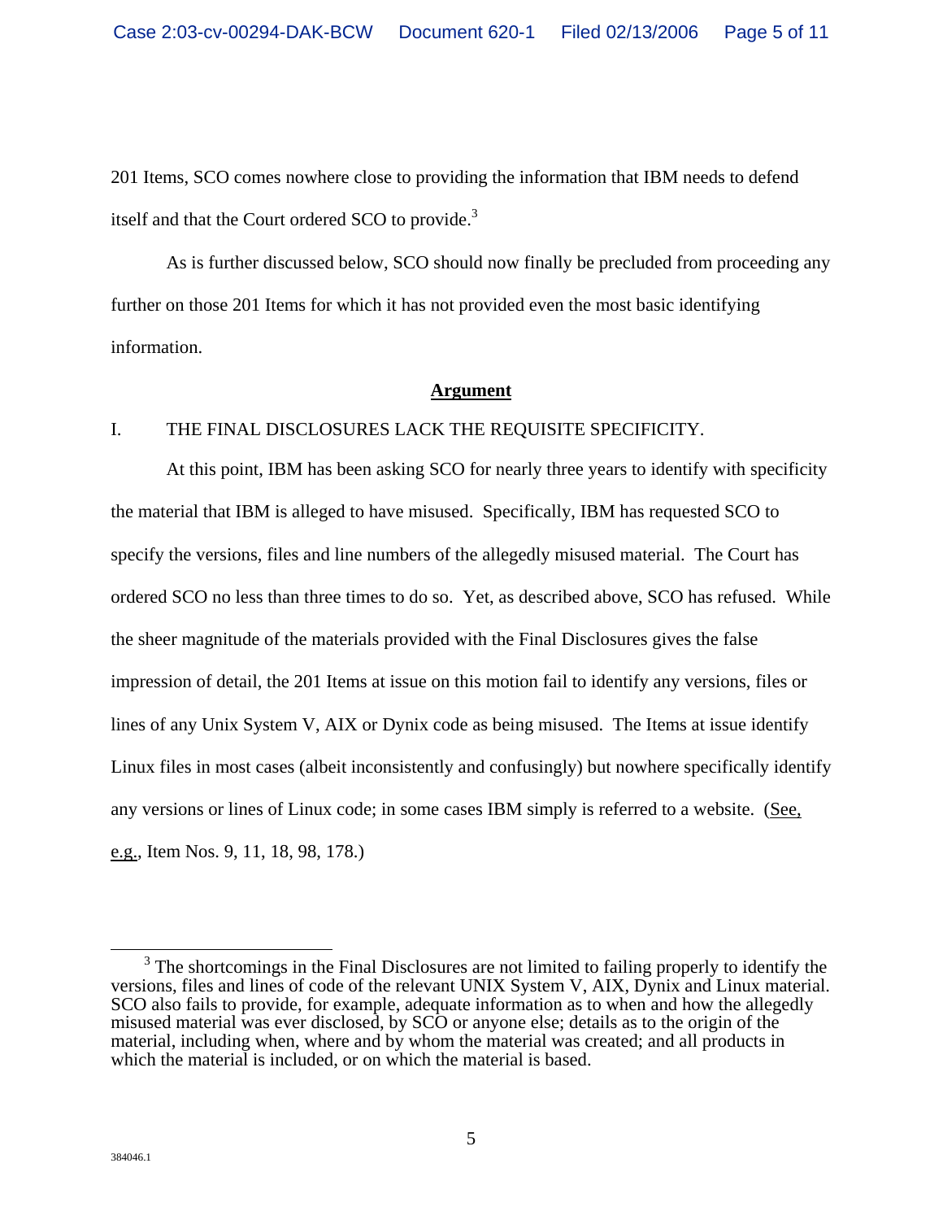201 Items, SCO comes nowhere close to providing the information that IBM needs to defend itself and that the Court ordered SCO to provide.[3]

As is further discussed below, SCO should now finally be precluded from proceeding any further on those 201 Items for which it has not provided even the most basic identifying information.

## Argument

### I. THE FINAL DISCLOSURES LACK THE REQUISITE SPECIFICITY.

At this point, IBM has been asking SCO for nearly three years to identify with specificity the material that IBM is alleged to have misused. Specifically, IBM has requested SCO to specify the versions, files and line numbers of the allegedly misused material. The Court has ordered SCO no less than three times to do so. Yet, as described above, SCO has refused. While the sheer magnitude of the materials provided with the Final Disclosures gives the false impression of detail, the 201 Items at issue on this motion fail to identify any versions, files or lines of any Unix System V, AIX or Dynix code as being misused. The Items at issue identify Linux files in most cases (albeit inconsistently and confusingly) but nowhere specifically identify any versions or lines of Linux code; in some cases IBM simply is referred to a website. (See, e.g., Item Nos. 9, 11, 18, 98, 178.)

---

[3] The shortcomings in the Final Disclosures are not limited to failing properly to identify the versions, files and lines of code of the relevant UNIX System V, AIX, Dynix and Linux material. SCO also fails to provide, for example, adequate information as to when and how the allegedly misused material was ever disclosed, by SCO or anyone else; details as to the origin of the material, including when, where and by whom the material was created; and all products in which the material is included, or on which the material is based.

384046.1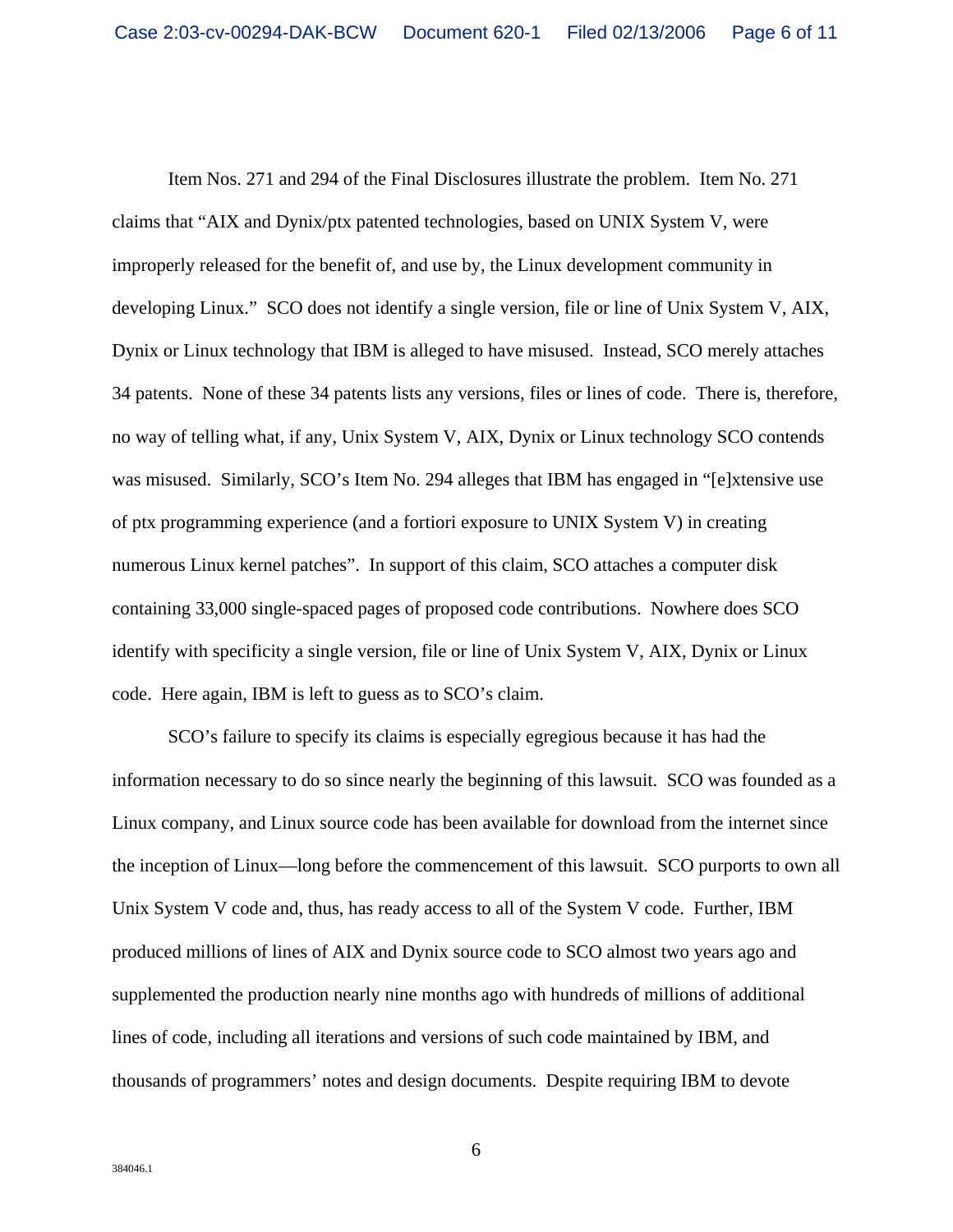Item Nos. 271 and 294 of the Final Disclosures illustrate the problem. Item No. 271 claims that "AIX and Dynix/ptx patented technologies, based on UNIX System V, were improperly released for the benefit of, and use by, the Linux development community in developing Linux." SCO does not identify a single version, file or line of Unix System V, AIX, Dynix or Linux technology that IBM is alleged to have misused. Instead, SCO merely attaches 34 patents. None of these 34 patents lists any versions, files or lines of code. There is, therefore, no way of telling what, if any, Unix System V, AIX, Dynix or Linux technology SCO contends was misused. Similarly, SCO's Item No. 294 alleges that IBM has engaged in "[e]xtensive use of ptx programming experience (and a fortiori exposure to UNIX System V) in creating numerous Linux kernel patches". In support of this claim, SCO attaches a computer disk containing 33,000 single-spaced pages of proposed code contributions. Nowhere does SCO identify with specificity a single version, file or line of Unix System V, AIX, Dynix or Linux code. Here again, IBM is left to guess as to SCO's claim.

SCO's failure to specify its claims is especially egregious because it has had the information necessary to do so since nearly the beginning of this lawsuit. SCO was founded as a Linux company, and Linux source code has been available for download from the internet since the inception of Linux—long before the commencement of this lawsuit. SCO purports to own all Unix System V code and, thus, has ready access to all of the System V code. Further, IBM produced millions of lines of AIX and Dynix source code to SCO almost two years ago and supplemented the production nearly nine months ago with hundreds of millions of additional lines of code, including all iterations and versions of such code maintained by IBM, and thousands of programmers' notes and design documents. Despite requiring IBM to devote

384046.1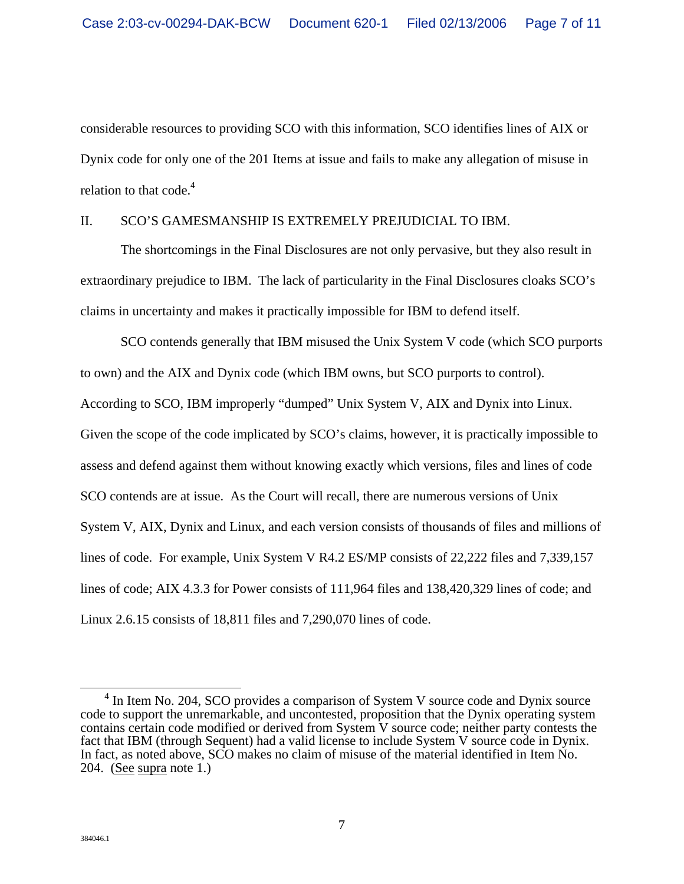considerable resources to providing SCO with this information, SCO identifies lines of AIX or Dynix code for only one of the 201 Items at issue and fails to make any allegation of misuse in relation to that code.[4]

## II. SCO'S GAMESMANSHIP IS EXTREMELY PREJUDICIAL TO IBM.

The shortcomings in the Final Disclosures are not only pervasive, but they also result in extraordinary prejudice to IBM. The lack of particularity in the Final Disclosures cloaks SCO's claims in uncertainty and makes it practically impossible for IBM to defend itself.

SCO contends generally that IBM misused the Unix System V code (which SCO purports to own) and the AIX and Dynix code (which IBM owns, but SCO purports to control). According to SCO, IBM improperly "dumped" Unix System V, AIX and Dynix into Linux. Given the scope of the code implicated by SCO's claims, however, it is practically impossible to assess and defend against them without knowing exactly which versions, files and lines of code SCO contends are at issue. As the Court will recall, there are numerous versions of Unix System V, AIX, Dynix and Linux, and each version consists of thousands of files and millions of lines of code. For example, Unix System V R4.2 ES/MP consists of 22,222 files and 7,339,157 lines of code; AIX 4.3.3 for Power consists of 111,964 files and 138,420,329 lines of code; and Linux 2.6.15 consists of 18,811 files and 7,290,070 lines of code.

---

[4] In Item No. 204, SCO provides a comparison of System V source code and Dynix source code to support the unremarkable, and uncontested, proposition that the Dynix operating system contains certain code modified or derived from System V source code; neither party contests the fact that IBM (through Sequent) had a valid license to include System V source code in Dynix. In fact, as noted above, SCO makes no claim of misuse of the material identified in Item No. 204. (See supra note 1.)

384046.1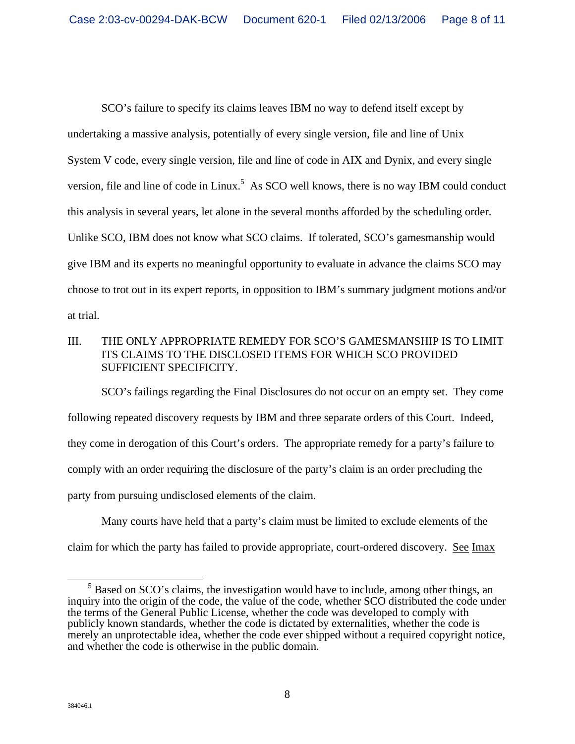SCO's failure to specify its claims leaves IBM no way to defend itself except by undertaking a massive analysis, potentially of every single version, file and line of Unix System V code, every single version, file and line of code in AIX and Dynix, and every single version, file and line of code in Linux.[5] As SCO well knows, there is no way IBM could conduct this analysis in several years, let alone in the several months afforded by the scheduling order. Unlike SCO, IBM does not know what SCO claims. If tolerated, SCO's gamesmanship would give IBM and its experts no meaningful opportunity to evaluate in advance the claims SCO may choose to trot out in its expert reports, in opposition to IBM's summary judgment motions and/or at trial.

## III. THE ONLY APPROPRIATE REMEDY FOR SCO'S GAMESMANSHIP IS TO LIMIT ITS CLAIMS TO THE DISCLOSED ITEMS FOR WHICH SCO PROVIDED SUFFICIENT SPECIFICITY.

SCO's failings regarding the Final Disclosures do not occur on an empty set. They come following repeated discovery requests by IBM and three separate orders of this Court. Indeed, they come in derogation of this Court's orders. The appropriate remedy for a party's failure to comply with an order requiring the disclosure of the party's claim is an order precluding the party from pursuing undisclosed elements of the claim.

Many courts have held that a party's claim must be limited to exclude elements of the claim for which the party has failed to provide appropriate, court-ordered discovery. See Imax

---

[5] Based on SCO's claims, the investigation would have to include, among other things, an inquiry into the origin of the code, the value of the code, whether SCO distributed the code under the terms of the General Public License, whether the code was developed to comply with publicly known standards, whether the code is dictated by externalities, whether the code is merely an unprotectable idea, whether the code ever shipped without a required copyright notice, and whether the code is otherwise in the public domain.

384046.1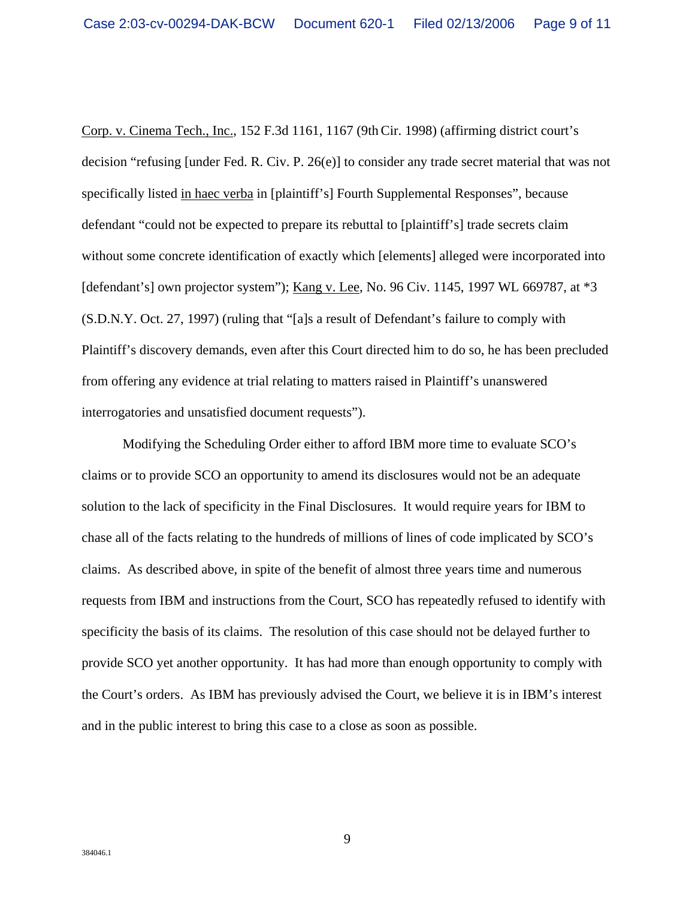Corp. v. Cinema Tech., Inc., 152 F.3d 1161, 1167 (9th Cir. 1998) (affirming district court's decision "refusing [under Fed. R. Civ. P. 26(e)] to consider any trade secret material that was not specifically listed in haec verba in [plaintiff's] Fourth Supplemental Responses", because defendant "could not be expected to prepare its rebuttal to [plaintiff's] trade secrets claim without some concrete identification of exactly which [elements] alleged were incorporated into [defendant's] own projector system"); Kang v. Lee, No. 96 Civ. 1145, 1997 WL 669787, at *3 (S.D.N.Y. Oct. 27, 1997) (ruling that "[a]s a result of Defendant's failure to comply with Plaintiff's discovery demands, even after this Court directed him to do so, he has been precluded from offering any evidence at trial relating to matters raised in Plaintiff's unanswered interrogatories and unsatisfied document requests").

Modifying the Scheduling Order either to afford IBM more time to evaluate SCO's claims or to provide SCO an opportunity to amend its disclosures would not be an adequate solution to the lack of specificity in the Final Disclosures. It would require years for IBM to chase all of the facts relating to the hundreds of millions of lines of code implicated by SCO's claims. As described above, in spite of the benefit of almost three years time and numerous requests from IBM and instructions from the Court, SCO has repeatedly refused to identify with specificity the basis of its claims. The resolution of this case should not be delayed further to provide SCO yet another opportunity. It has had more than enough opportunity to comply with the Court's orders. As IBM has previously advised the Court, we believe it is in IBM's interest and in the public interest to bring this case to a close as soon as possible.

384046.1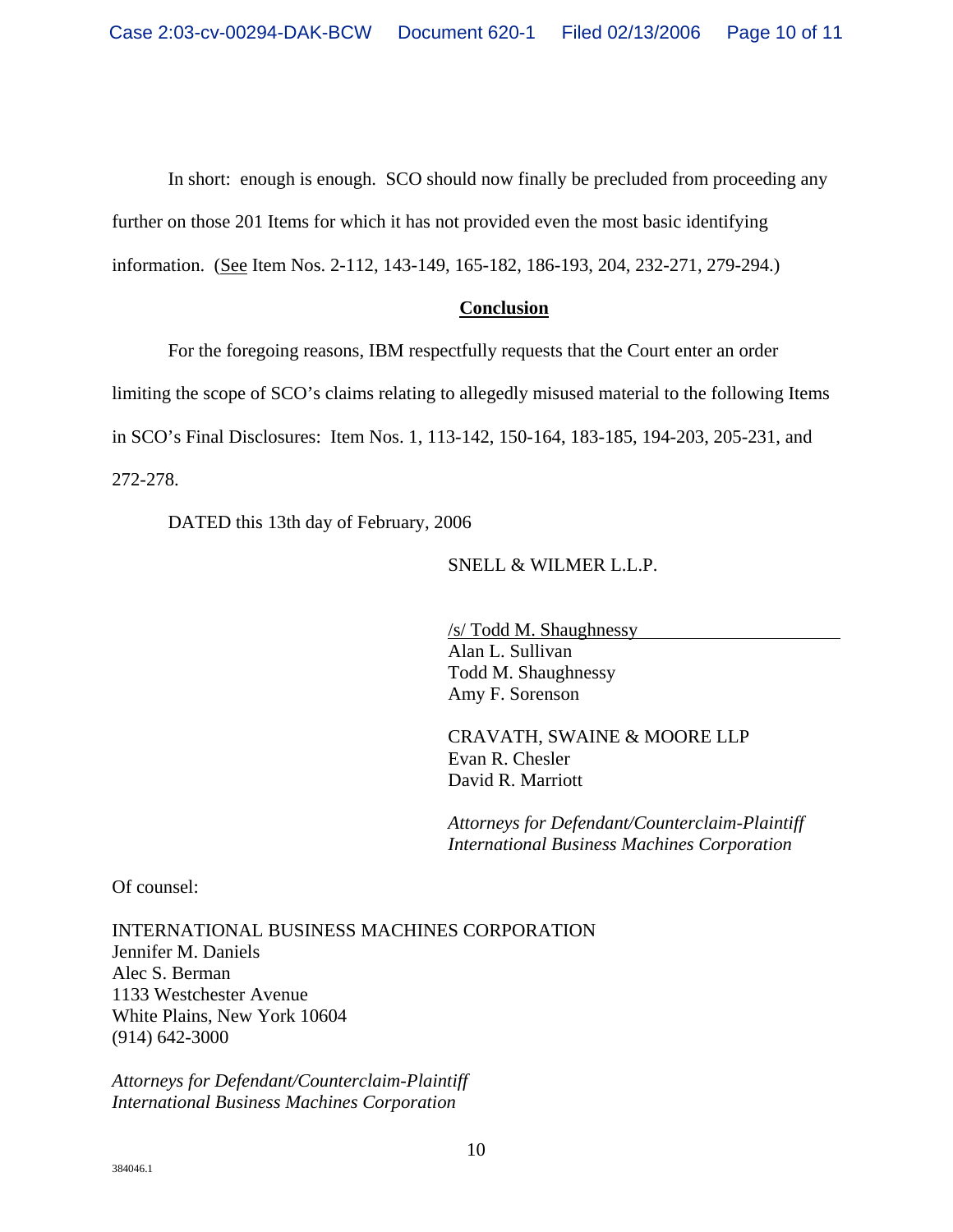In short: enough is enough. SCO should now finally be precluded from proceeding any further on those 201 Items for which it has not provided even the most basic identifying information. (See Item Nos. 2-112, 143-149, 165-182, 186-193, 204, 232-271, 279-294.)

## Conclusion

For the foregoing reasons, IBM respectfully requests that the Court enter an order limiting the scope of SCO's claims relating to allegedly misused material to the following Items in SCO's Final Disclosures: Item Nos. 1, 113-142, 150-164, 183-185, 194-203, 205-231, and 272-278.

DATED this 13th day of February, 2006

SNELL & WILMER L.L.P.

/s/ Todd M. Shaughnessy
Alan L. Sullivan
Todd M. Shaughnessy
Amy F. Sorenson

CRAVATH, SWAINE & MOORE LLP
Evan R. Chesler
David R. Marriott

*Attorneys for Defendant/Counterclaim-Plaintiff International Business Machines Corporation*

Of counsel:

INTERNATIONAL BUSINESS MACHINES CORPORATION
Jennifer M. Daniels
Alec S. Berman
1133 Westchester Avenue
White Plains, New York 10604
(914) 642-3000

*Attorneys for Defendant/Counterclaim-Plaintiff International Business Machines Corporation*

384046.1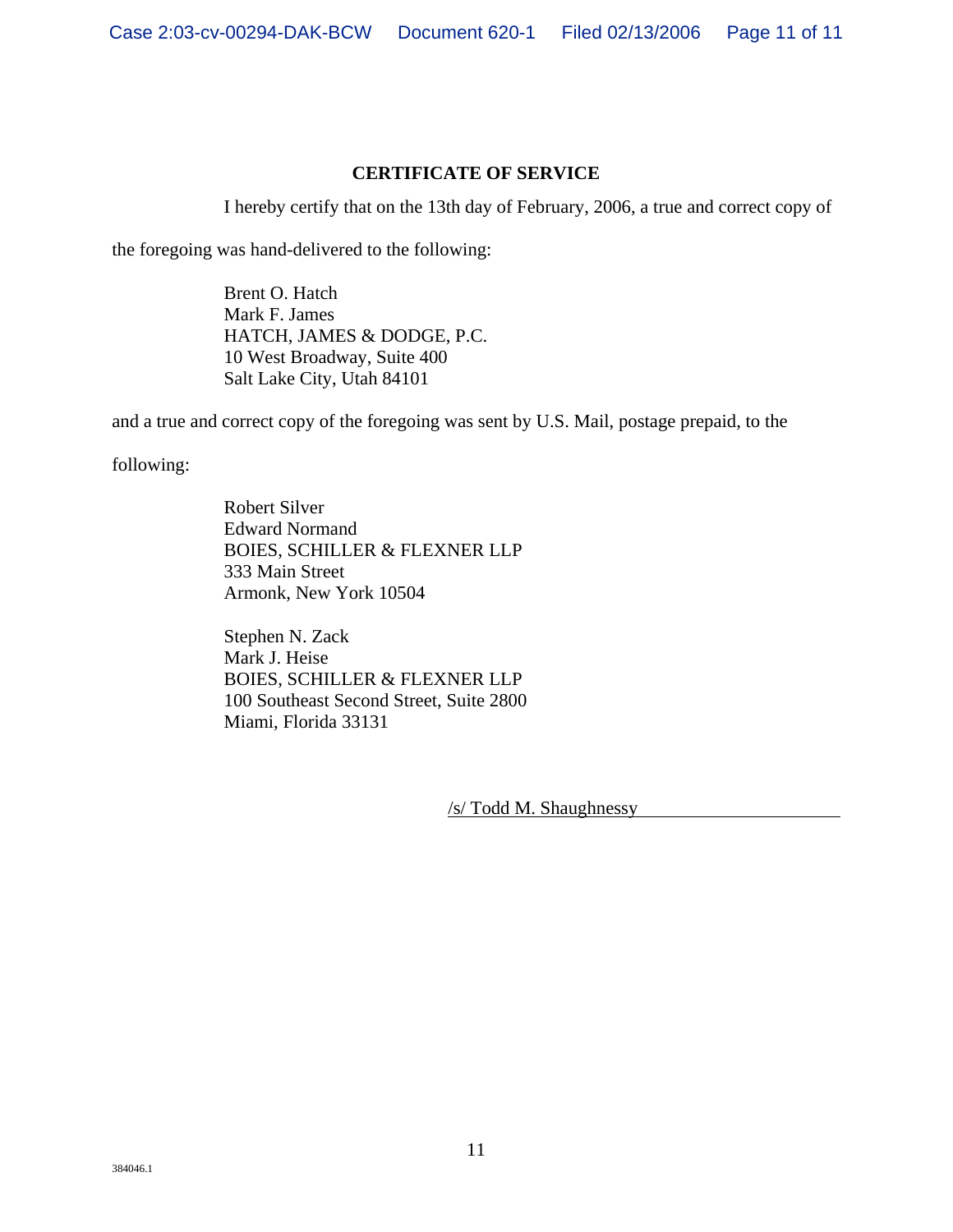## CERTIFICATE OF SERVICE

I hereby certify that on the 13th day of February, 2006, a true and correct copy of the foregoing was hand-delivered to the following:

Brent O. Hatch
Mark F. James
HATCH, JAMES & DODGE, P.C.
10 West Broadway, Suite 400
Salt Lake City, Utah 84101

and a true and correct copy of the foregoing was sent by U.S. Mail, postage prepaid, to the following:

Robert Silver
Edward Normand
BOIES, SCHILLER & FLEXNER LLP
333 Main Street
Armonk, New York 10504

Stephen N. Zack
Mark J. Heise
BOIES, SCHILLER & FLEXNER LLP
100 Southeast Second Street, Suite 2800
Miami, Florida 33131

/s/ Todd M. Shaughnessy

384046.1